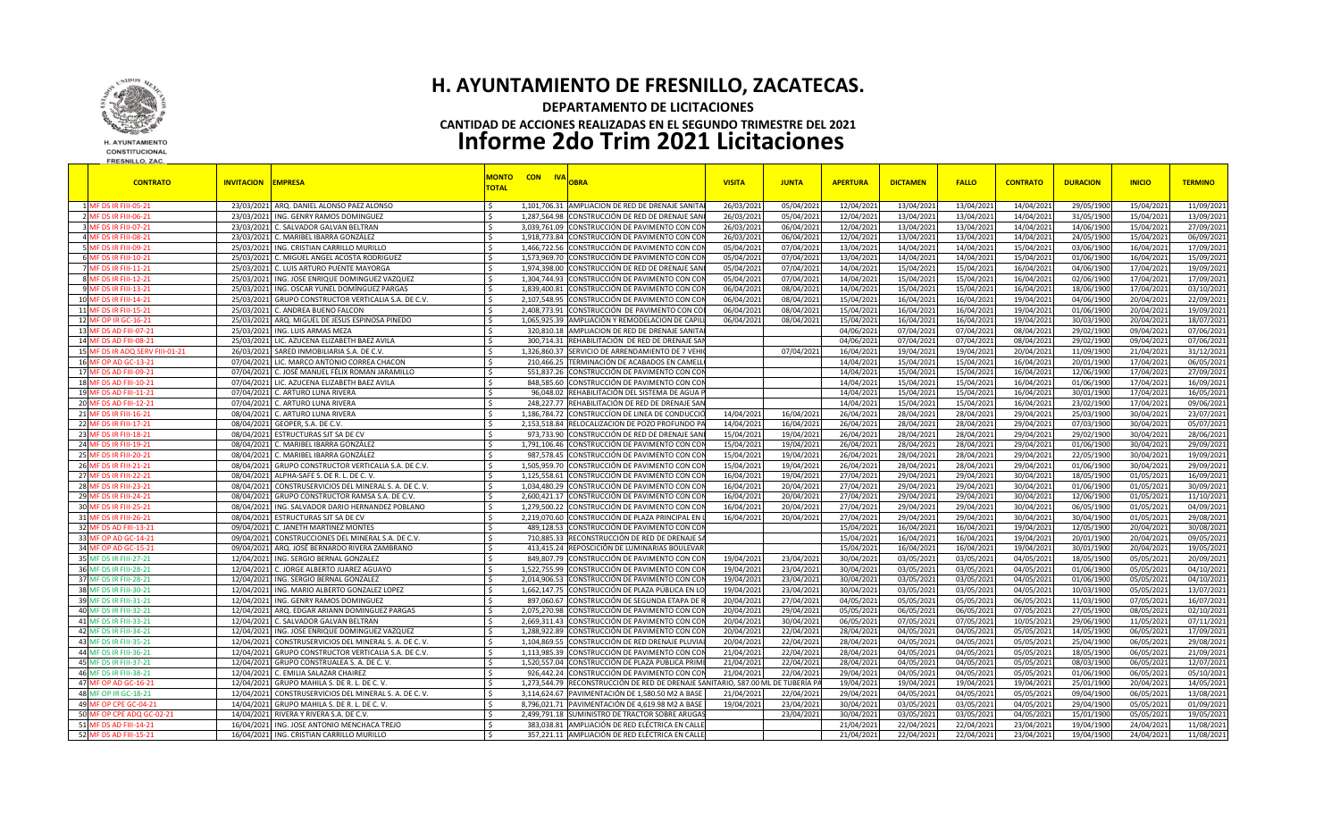# H. AYUNTAMIENTO DE FRESNILLO, ZACATECAS.

## DEPARTAMENTO DE LICITACIONES

### CANTIDAD DE ACCIONES REALIZADAS EN EL SEGUNDO TRIMESTRE DEL 2021

# Informe 2do Trim 2021 Licitaciones

H. AYUNTAMIENTO CONSTITUCIONAL FRESNILLO, ZAC.

| | CONTRATO | INVITACION | EMPRESA | MONTO CON IVA TOTAL | OBRA | VISITA | JUNTA | APERTURA | DICTAMEN | FALLO | CONTRATO | DURACION | INICIO | TERMINO |
|---|---|---|---|---|---|---|---|---|---|---|---|---|---|---|
| 1 | MF DS IR FIII-05-21 | 23/03/2021 | ARQ. DANIEL ALONSO PAEZ ALONSO | $ 1,101,706.31 | AMPLIACION DE RED DE DRENAJE SANITA | 26/03/2021 | 05/04/2021 | 12/04/2021 | 13/04/2021 | 13/04/2021 | 14/04/2021 | 29/05/1900 | 15/04/2021 | 11/09/2021 |
| 2 | MF DS IR FIII-06-21 | 23/03/2021 | ING. GENRY RAMOS DOMINGUEZ | $ 1,287,564.98 | CONSTRUCCIÓN DE RED DE DRENAJE SAN | 26/03/2021 | 05/04/2021 | 12/04/2021 | 13/04/2021 | 13/04/2021 | 14/04/2021 | 31/05/1900 | 15/04/2021 | 13/09/2021 |
| 3 | MF DS IR FIII-07-21 | 23/03/2021 | C. SALVADOR GALVAN BELTRAN | $ 3,039,761.09 | CONSTRUCCIÓN DE PAVIMENTO CON CON | 26/03/2021 | 06/04/2021 | 12/04/2021 | 13/04/2021 | 13/04/2021 | 14/04/2021 | 14/06/1900 | 15/04/2021 | 27/09/2021 |
| 4 | MF DS IR FIII-08-21 | 23/03/2021 | C. MARIBEL IBARRA GONZÁLEZ | $ 1,918,773.84 | CONSTRUCCIÓN DE PAVIMENTO CON CON | 26/03/2021 | 06/04/2021 | 12/04/2021 | 13/04/2021 | 13/04/2021 | 14/04/2021 | 24/05/1900 | 15/04/2021 | 06/09/2021 |
| 5 | MF DS IR FIII-09-21 | 25/03/2021 | ING. CRISTIAN CARRILLO MURILLO | $ 1,466,722.56 | CONSTRUCCIÓN DE PAVIMENTO CON CON | 05/04/2021 | 07/04/2021 | 13/04/2021 | 14/04/2021 | 14/04/2021 | 15/04/2021 | 03/06/1900 | 16/04/2021 | 17/09/2021 |
| 6 | MF DS IR FIII-10-21 | 25/03/2021 | C. MIGUEL ANGEL ACOSTA RODRIGUEZ | $ 1,573,969.70 | CONSTRUCCIÓN DE PAVIMENTO CON CON | 05/04/2021 | 07/04/2021 | 13/04/2021 | 14/04/2021 | 14/04/2021 | 15/04/2021 | 01/06/1900 | 16/04/2021 | 15/09/2021 |
| 7 | MF DS IR FIII-11-21 | 25/03/2021 | C. LUIS ARTURO PUENTE MAYORGA | $ 1,974,398.00 | CONSTRUCCIÓN DE RED DE DRENAJE SAN | 05/04/2021 | 07/04/2021 | 14/04/2021 | 15/04/2021 | 15/04/2021 | 16/04/2021 | 04/06/1900 | 17/04/2021 | 19/09/2021 |
| 8 | MF DS IR FIII-12-21 | 25/03/2021 | ING. JOSE ENRIQUE DOMINGUEZ VAZQUEZ | $ 1,304,744.93 | CONSTRUCCIÓN DE PAVIMENTO CON CON | 05/04/2021 | 07/04/2021 | 14/04/2021 | 15/04/2021 | 15/04/2021 | 16/04/2021 | 02/06/1900 | 17/04/2021 | 17/09/2021 |
| 9 | MF DS IR FIII-13-21 | 25/03/2021 | ING. OSCAR YUNEL DOMÍNGUEZ PARGAS | $ 1,839,400.81 | CONSTRUCCIÓN DE PAVIMENTO CON CON | 06/04/2021 | 08/04/2021 | 14/04/2021 | 15/04/2021 | 15/04/2021 | 16/04/2021 | 18/06/1900 | 17/04/2021 | 03/10/2021 |
| 10 | MF DS IR FIII-14-21 | 25/03/2021 | GRUPO CONSTRUCTOR VERTICALIA S.A. DE C.V. | $ 2,107,548.95 | CONSTRUCCIÓN DE PAVIMENTO CON CON | 06/04/2021 | 08/04/2021 | 15/04/2021 | 16/04/2021 | 16/04/2021 | 19/04/2021 | 04/06/1900 | 20/04/2021 | 22/09/2021 |
| 11 | MF DS IR FIII-15-21 | 25/03/2021 | C. ANDREA BUENO FALCON | $ 2,408,773.91 | CONSTRUCCIÓN DE PAVIMENTO CON CO | 06/04/2021 | 08/04/2021 | 15/04/2021 | 16/04/2021 | 16/04/2021 | 19/04/2021 | 01/06/1900 | 20/04/2021 | 19/09/2021 |
| 12 | MF OP IR GC-16-21 | 25/03/2021 | ARQ. MIGUEL DE JESUS ESPINOSA PINEDO | $ 1,065,925.39 | AMPLIACIÓN Y REMODELACION DE CAPILL | 06/04/2021 | 08/04/2021 | 15/04/2021 | 16/04/2021 | 16/04/2021 | 19/04/2021 | 30/03/1900 | 20/04/2021 | 18/07/2021 |
| 13 | MF DS AD FIII-07-21 | 25/03/2021 | ING. LUIS ARMAS MEZA | $ 320,810.18 | AMPLIACION DE RED DE DRENAJE SANITA | | | 04/06/2021 | 07/04/2021 | 07/04/2021 | 08/04/2021 | 29/02/1900 | 09/04/2021 | 07/06/2021 |
| 14 | MF DS AD FIII-08-21 | 25/03/2021 | LIC. AZUCENA ELIZABETH BAEZ AVILA | $ 300,714.31 | REHABILITACIÓN DE RED DE DRENAJE SAN | | | 04/06/2021 | 07/04/2021 | 07/04/2021 | 08/04/2021 | 29/02/1900 | 09/04/2021 | 07/06/2021 |
| 15 | MF DS IR ADQ SERV FIII-01-21 | 26/03/2021 | SARED INMOBILIARIA S.A. DE C.V. | $ 1,326,860.37 | SERVICIO DE ARRENDAMIENTO DE 7 VEHI | | 07/04/2021 | 16/04/2021 | 19/04/2021 | 19/04/2021 | 20/04/2021 | 11/09/1900 | 21/04/2021 | 31/12/2021 |
| 16 | MF OP AD GC-13-21 | 07/04/2021 | LIC. MARCO ANTONIO CORREA CHACON | $ 210,466.25 | TERMINACIÓN DE ACABADOS EN CAMELL | | | 14/04/2021 | 15/04/2021 | 15/04/2021 | 16/04/2021 | 20/01/1900 | 17/04/2021 | 06/05/2021 |
| 17 | MF DS AD FIII-09-21 | 07/04/2021 | C. JOSÉ MANUEL FÉLIX ROMAN JARAMILLO | $ 551,837.26 | CONSTRUCCIÓN DE PAVIMENTO CON CON | | | 14/04/2021 | 15/04/2021 | 15/04/2021 | 16/04/2021 | 12/06/1900 | 17/04/2021 | 27/09/2021 |
| 18 | MF DS AD FIII-10-21 | 07/04/2021 | LIC. AZUCENA ELIZABETH BAEZ AVILA | $ 848,585.60 | CONSTRUCCIÓN DE PAVIMENTO CON CON | | | 14/04/2021 | 15/04/2021 | 15/04/2021 | 16/04/2021 | 01/06/1900 | 17/04/2021 | 16/09/2021 |
| 19 | MF DS AD FIII-11-21 | 07/04/2021 | C. ARTURO LUNA RIVERA | $ 96,048.02 | REHABILITACIÓN DEL SISTEMA DE AGUA P | | | 14/04/2021 | 15/04/2021 | 15/04/2021 | 16/04/2021 | 30/01/1900 | 17/04/2021 | 16/05/2021 |
| 20 | MF DS AD FIII-12-21 | 07/04/2021 | C. ARTURO LUNA RIVERA | $ 248,227.77 | REHABILITACIÓN DE RED DE DRENAJE SAN | | | 14/04/2021 | 15/04/2021 | 15/04/2021 | 16/04/2021 | 23/02/1900 | 17/04/2021 | 09/06/2021 |
| 21 | MF DS IR FIII-16-21 | 08/04/2021 | C. ARTURO LUNA RIVERA | $ 1,186,784.72 | CONSTRUCCIÓN DE LINEA DE CONDUCCIÓ | 14/04/2021 | 16/04/2021 | 26/04/2021 | 28/04/2021 | 28/04/2021 | 29/04/2021 | 25/03/1900 | 30/04/2021 | 23/07/2021 |
| 22 | MF DS IR FIII-17-21 | 08/04/2021 | GEOPER, S.A. DE C.V. | $ 2,153,518.84 | RELOCALIZACION DE POZO PROFUNDO PA | 14/04/2021 | 16/04/2021 | 26/04/2021 | 28/04/2021 | 28/04/2021 | 29/04/2021 | 07/03/1900 | 30/04/2021 | 05/07/2021 |
| 23 | MF DS IR FIII-18-21 | 08/04/2021 | ESTRUCTURAS SJT SA DE CV | $ 973,733.90 | CONSTRUCCIÓN DE RED DE DRENAJE SAN | 15/04/2021 | 19/04/2021 | 26/04/2021 | 28/04/2021 | 28/04/2021 | 29/04/2021 | 29/02/1900 | 30/04/2021 | 28/06/2021 |
| 24 | MF DS IR FIII-19-21 | 08/04/2021 | C. MARIBEL IBARRA GONZÁLEZ | $ 1,791,106.46 | CONSTRUCCIÓN DE PAVIMENTO CON CON | 15/04/2021 | 19/04/2021 | 26/04/2021 | 28/04/2021 | 28/04/2021 | 29/04/2021 | 01/06/1900 | 30/04/2021 | 29/09/2021 |
| 25 | MF DS IR FIII-20-21 | 08/04/2021 | C. MARIBEL IBARRA GONZÁLEZ | $ 987,578.45 | CONSTRUCCIÓN DE PAVIMENTO CON CON | 15/04/2021 | 19/04/2021 | 26/04/2021 | 28/04/2021 | 28/04/2021 | 29/04/2021 | 22/05/1900 | 30/04/2021 | 19/09/2021 |
| 26 | MF DS IR FIII-21-21 | 08/04/2021 | GRUPO CONSTRUCTOR VERTICALIA S.A. DE C.V. | $ 1,505,959.70 | CONSTRUCCIÓN DE PAVIMENTO CON CON | 15/04/2021 | 19/04/2021 | 26/04/2021 | 28/04/2021 | 28/04/2021 | 29/04/2021 | 01/06/1900 | 30/04/2021 | 29/09/2021 |
| 27 | MF DS IR FIII-22-21 | 08/04/2021 | ALPHA-SAFE S. DE R. L. DE C. V. | $ 1,125,558.61 | CONSTRUCCIÓN DE PAVIMENTO CON CON | 16/04/2021 | 19/04/2021 | 27/04/2021 | 29/04/2021 | 29/04/2021 | 30/04/2021 | 18/05/1900 | 01/05/2021 | 16/09/2021 |
| 28 | MF DS IR FIII-23-21 | 08/04/2021 | CONSTRUSERVICIOS DEL MINERAL S. A. DE C. V. | $ 1,034,480.29 | CONSTRUCCIÓN DE PAVIMENTO CON CON | 16/04/2021 | 20/04/2021 | 27/04/2021 | 29/04/2021 | 29/04/2021 | 30/04/2021 | 01/06/1900 | 01/05/2021 | 30/09/2021 |
| 29 | MF DS IR FIII-24-21 | 08/04/2021 | GRUPO CONSTRUCTOR RAMSA S.A. DE C.V. | $ 2,600,421.17 | CONSTRUCCIÓN DE PAVIMENTO CON CON | 16/04/2021 | 20/04/2021 | 27/04/2021 | 29/04/2021 | 29/04/2021 | 30/04/2021 | 12/06/1900 | 01/05/2021 | 11/10/2021 |
| 30 | MF DS IR FIII-25-21 | 08/04/2021 | ING. SALVADOR DARIO HERNANDEZ POBLANO | $ 1,279,500.22 | CONSTRUCCIÓN DE PAVIMENTO CON CON | 16/04/2021 | 20/04/2021 | 27/04/2021 | 29/04/2021 | 29/04/2021 | 30/04/2021 | 06/05/1900 | 01/05/2021 | 04/09/2021 |
| 31 | MF DS IR FIII-26-21 | 08/04/2021 | ESTRUCTURAS SJT SA DE CV | $ 2,219,070.60 | CONSTRUCCIÓN DE PLAZA PRINCIPAL EN L | 16/04/2021 | 20/04/2021 | 27/04/2021 | 29/04/2021 | 29/04/2021 | 30/04/2021 | 30/04/1900 | 01/05/2021 | 29/08/2021 |
| 32 | MF DS AD FIII-13-21 | 09/04/2021 | C. JANETH MARTINEZ MONTES | $ 489,128.53 | CONSTRUCCIÓN DE PAVIMENTO CON CON | | | 15/04/2021 | 16/04/2021 | 16/04/2021 | 19/04/2021 | 12/05/1900 | 20/04/2021 | 30/08/2021 |
| 33 | MF OP AD GC-14-21 | 09/04/2021 | CONSTRUCCIONES DEL MINERAL S.A. DE C.V. | $ 710,885.33 | RECONSTRUCCIÓN DE RED DE DRENAJE SA | | | 15/04/2021 | 16/04/2021 | 16/04/2021 | 19/04/2021 | 20/01/1900 | 20/04/2021 | 09/05/2021 |
| 34 | MF OP AD GC-15-21 | 09/04/2021 | ARQ. JOSÉ BERNARDO RIVERA ZAMBRANO | $ 413,415.24 | REPOSICIÓN DE LUMINARIAS BOULEVAR | | | 15/04/2021 | 16/04/2021 | 16/04/2021 | 19/04/2021 | 30/01/1900 | 20/04/2021 | 19/05/2021 |
| 35 | MF DS IR FIII-27-21 | 12/04/2021 | ING. SERGIO BERNAL GONZALEZ | $ 849,807.79 | CONSTRUCCIÓN DE PAVIMENTO CON CON | 19/04/2021 | 23/04/2021 | 30/04/2021 | 03/05/2021 | 03/05/2021 | 04/05/2021 | 18/05/1900 | 05/05/2021 | 20/09/2021 |
| 36 | MF DS IR FIII-28-21 | 12/04/2021 | C. JORGE ALBERTO JUAREZ AGUAYO | $ 1,522,755.99 | CONSTRUCCIÓN DE PAVIMENTO CON CON | 19/04/2021 | 23/04/2021 | 30/04/2021 | 03/05/2021 | 03/05/2021 | 04/05/2021 | 01/06/1900 | 05/05/2021 | 04/10/2021 |
| 37 | MF DS IR FIII-28-21 | 12/04/2021 | ING. SERGIO BERNAL GONZALEZ | $ 2,014,906.53 | CONSTRUCCIÓN DE PAVIMENTO CON CON | 19/04/2021 | 23/04/2021 | 30/04/2021 | 03/05/2021 | 03/05/2021 | 04/05/2021 | 01/06/1900 | 05/05/2021 | 04/10/2021 |
| 38 | MF DS IR FIII-30-21 | 12/04/2021 | ING. MARIO ALBERTO GONZALEZ LOPEZ | $ 1,662,147.75 | CONSTRUCCIÓN DE PLAZA PÚBLICA EN LO | 19/04/2021 | 23/04/2021 | 30/04/2021 | 03/05/2021 | 03/05/2021 | 04/05/2021 | 10/03/1900 | 05/05/2021 | 13/07/2021 |
| 39 | MF DS IR FIII-31-21 | 12/04/2021 | ING. GENRY RAMOS DOMINGUEZ | $ 897,060.67 | CONSTRUCCIÓN DE SEGUNDA ETAPA DE R | 20/04/2021 | 27/04/2021 | 04/05/2021 | 05/05/2021 | 05/05/2021 | 06/05/2021 | 11/03/1900 | 07/05/2021 | 16/07/2021 |
| 40 | MF DS IR FIII-32-21 | 12/04/2021 | ARQ. EDGAR ARIANN DOMINGUEZ PARGAS | $ 2,075,270.98 | CONSTRUCCIÓN DE PAVIMENTO CON CON | 20/04/2021 | 29/04/2021 | 05/05/2021 | 06/05/2021 | 06/05/2021 | 07/05/2021 | 27/05/1900 | 08/05/2021 | 02/10/2021 |
| 41 | MF DS IR FIII-33-21 | 12/04/2021 | C. SALVADOR GALVAN BELTRAN | $ 2,669,311.43 | CONSTRUCCIÓN DE PAVIMENTO CON CON | 20/04/2021 | 30/04/2021 | 06/05/2021 | 07/05/2021 | 07/05/2021 | 10/05/2021 | 29/06/1900 | 11/05/2021 | 07/11/2021 |
| 42 | MF DS IR FIII-34-21 | 12/04/2021 | ING. JOSE ENRIQUE DOMINGUEZ VAZQUEZ | $ 1,288,922.89 | CONSTRUCCIÓN DE PAVIMENTO CON CON | 20/04/2021 | 22/04/2021 | 28/04/2021 | 04/05/2021 | 04/05/2021 | 05/05/2021 | 14/05/1900 | 06/05/2021 | 17/09/2021 |
| 43 | MF DS IR FIII-35-21 | 12/04/2021 | CONSTRUSERVICIOS DEL MINERAL S. A. DE C. V. | $ 1,104,869.55 | CONSTRUCCIÓN DE RED DRENAJE PLUVIA | 20/04/2021 | 22/04/2021 | 28/04/2021 | 04/05/2021 | 04/05/2021 | 05/05/2021 | 25/04/1900 | 06/05/2021 | 29/08/2021 |
| 44 | MF DS IR FIII-36-21 | 12/04/2021 | GRUPO CONSTRUCTOR VERTICALIA S.A. DE C.V. | $ 1,113,985.39 | CONSTRUCCIÓN DE PAVIMENTO CON CON | 21/04/2021 | 22/04/2021 | 28/04/2021 | 04/05/2021 | 04/05/2021 | 05/05/2021 | 18/05/1900 | 06/05/2021 | 21/09/2021 |
| 45 | MF DS IR FIII-37-21 | 12/04/2021 | GRUPO CONSTRUALEA S. A. DE C. V. | $ 1,520,557.04 | CONSTRUCCIÓN DE PLAZA PÚBLICA PRIME | 21/04/2021 | 22/04/2021 | 28/04/2021 | 04/05/2021 | 04/05/2021 | 05/05/2021 | 08/03/1900 | 06/05/2021 | 12/07/2021 |
| 46 | MF DS IR FIII-38-21 | 12/04/2021 | C. EMILIA SALAZAR CHAIREZ | $ 926,442.24 | CONSTRUCCIÓN DE PAVIMENTO CON CON | 21/04/2021 | 22/04/2021 | 29/04/2021 | 04/05/2021 | 04/05/2021 | 05/05/2021 | 01/06/1900 | 06/05/2021 | 05/10/2021 |
| 47 | MF OP AD GC-16-21 | 12/04/2021 | GRUPO MAHILA S. DE R. L. DE C. V. | $ 1,273,544.79 | RECONSTRUCCIÓN DE RED DE DRENAJE SANITARIO, 587.00 ML DE TUBERÍA PA | | | 19/04/2021 | 19/04/2021 | 19/04/2021 | 19/04/2021 | 25/01/1900 | 20/04/2021 | 14/05/2021 |
| 48 | MF OP IR GC-18-21 | 12/04/2021 | CONSTRUSERVICIOS DEL MINERAL S. A. DE C. V. | $ 3,114,624.67 | PAVIMENTACIÓN DE 1,580.50 M2 A BASE | 21/04/2021 | 22/04/2021 | 29/04/2021 | 04/05/2021 | 04/05/2021 | 05/05/2021 | 09/04/1900 | 06/05/2021 | 13/08/2021 |
| 49 | MF OP CPE GC-04-21 | 14/04/2021 | GRUPO MAHILA S. DE R. L. DE C. V. | $ 8,796,021.71 | PAVIMENTACIÓN DE 4,619.98 M2 A BASE | 19/04/2021 | 23/04/2021 | 30/04/2021 | 03/05/2021 | 03/05/2021 | 04/05/2021 | 29/04/1900 | 05/05/2021 | 01/09/2021 |
| 50 | MF OP CPE ADQ GC-02-21 | 14/04/2021 | RIVERA Y RIVERA S.A. DE C.V. | $ 2,499,791.18 | SUMINISTRO DE TRACTOR SOBRE ARUGAS | | 23/04/2021 | 30/04/2021 | 03/05/2021 | 03/05/2021 | 04/05/2021 | 15/01/1900 | 05/05/2021 | 19/05/2021 |
| 51 | MF DS AD FIII-14-21 | 16/04/2021 | ING. JOSE ANTONIO MENCHACA TREJO | $ 383,038.81 | AMPLIACIÓN DE RED ELÉCTRICA EN CALLE | | | 21/04/2021 | 22/04/2021 | 22/04/2021 | 23/04/2021 | 19/04/1900 | 24/04/2021 | 11/08/2021 |
| 52 | MF DS AD FIII-15-21 | 16/04/2021 | ING. CRISTIAN CARRILLO MURILLO | $ 357,221.11 | AMPLIACIÓN DE RED ELÉCTRICA EN CALLE | | | 21/04/2021 | 22/04/2021 | 22/04/2021 | 23/04/2021 | 19/04/1900 | 24/04/2021 | 11/08/2021 |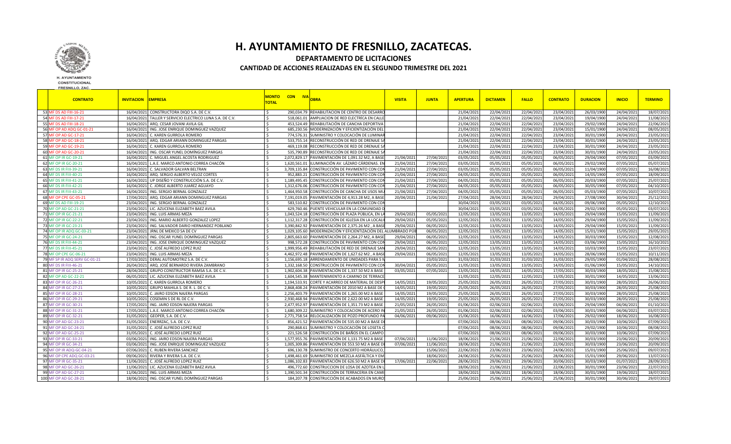# H. AYUNTAMIENTO DE FRESNILLO, ZACATECAS.

## DEPARTAMENTO DE LICITACIONES

### CANTIDAD DE ACCIONES REALIZADAS EN EL SEGUNDO TRIMESTRE DEL 2021

H. AYUNTAMIENTO CONSTITUCIONAL FRESNILLO, ZAC.

| | CONTRATO | INVITACION | EMPRESA | MONTO CON IVA TOTAL | OBRA | VISITA | JUNTA | APERTURA | DICTAMEN | FALLO | CONTRATO | DURACION | INICIO | TERMINO |
|---|---|---|---|---|---|---|---|---|---|---|---|---|---|---|
| 53 | MF DS AD FIII-16-21 | 16/04/2021 | CONSTRUCTORA DIQO S.A. DE C.V. | $ 290,034.79 | REHABILITACION DE CENTRO DE DESARRO | | | 21/04/2021 | 22/04/2021 | 22/04/2021 | 23/04/2021 | 26/03/1900 | 24/04/2021 | 18/07/2021 |
| 54 | MF DS AD FIII-17-21 | 16/04/2021 | TALLER Y SERVICIO ELECTRICO LUNA S.A. DE C.V. | $ 518,061.01 | AMPLIACION DE RED ELECTRÍCA EN CALLE | | | 21/04/2021 | 22/04/2021 | 22/04/2021 | 23/04/2021 | 19/04/1900 | 24/04/2021 | 11/08/2021 |
| 55 | MF DS AD FIII-18-21 | 16/04/2021 | ARQ. CESAR JOVANI AVILA GIL | $ 453,524.49 | REHABILITACIÓN DE CANCHA DEPORTIVA | | | 21/04/2021 | 22/04/2021 | 22/04/2021 | 23/04/2021 | 29/02/1900 | 24/04/2021 | 22/06/2021 |
| 56 | MF OP AD ADQ GC-01-21 | 16/04/2021 | ING. JOSE ENRIQUE DOMINGUEZ VAZQUEZ | $ 685,230.56 | MODERNIZACIÓN Y EFICIENTIZACIÓN DEL | | | 21/04/2021 | 22/04/2021 | 22/04/2021 | 23/04/2021 | 15/01/1900 | 24/04/2021 | 08/05/2021 |
| 57 | MF OP AD GC-17-21 | 16/04/2021 | C. KAREN GURROLA ROMERO | $ 774,576.31 | SUMINISTRO Y COLOCACIÓN DE LUMINAR | | | 21/04/2021 | 22/04/2021 | 22/04/2021 | 23/04/2021 | 30/01/1900 | 24/04/2021 | 23/05/2021 |
| 58 | MF OP AD GC-18-21 | 16/04/2021 | ARQ. EDGAR ARIANN DOMINGUEZ PARGAS | $ 533,755.14 | RECONSTRUCCIÓN DE RED DE DRENAJE SA | | | 21/04/2021 | 22/04/2021 | 22/04/2021 | 23/04/2021 | 30/01/1900 | 24/04/2021 | 23/05/2021 |
| 59 | MF OP AD GC-19-21 | 16/04/2021 | C. KAREN GURROLA ROMERO | $ 469,119.08 | RECONSTRUCCIÓN DE RED DE DRENAJE SA | | | 21/04/2021 | 22/04/2021 | 22/04/2021 | 23/04/2021 | 30/01/1900 | 24/04/2021 | 23/05/2021 |
| 60 | MF OP AD GC-20-21 | 16/04/2021 | ING. OSCAR YUNEL DOMÍNGUEZ PARGAS | $ 535,790.89 | RECONSTRUCCIÓN DE RED DE DRENAJE SA | | | 21/04/2021 | 22/04/2021 | 22/04/2021 | 23/04/2021 | 30/01/1900 | 24/04/2021 | 23/05/2021 |
| 61 | MF OP IR GC-19-21 | 16/04/2021 | C. MIGUEL ANGEL ACOSTA RODRIGUEZ | $ 2,072,829.17 | PAVIMENTACIÓN DE 1,091.32 M2, A BASE | 21/04/2021 | 27/04/2021 | 03/05/2021 | 05/05/2021 | 05/05/2021 | 06/05/2021 | 29/04/1900 | 07/05/2021 | 03/09/2021 |
| 62 | MF OP IR GC-20-21 | 16/04/2021 | L.A.E. MARCO ANTONIO CORREA CHACÓN | $ 1,620,561.01 | ILUMINACIÓN AV. LÁZARO CÁRDENAS: EN | 21/04/2021 | 27/04/2021 | 03/05/2021 | 05/05/2021 | 05/05/2021 | 06/05/2021 | 29/02/1900 | 07/05/2021 | 05/07/2021 |
| 63 | MF DS IR FIII-39-21 | 16/04/2021 | C. SALVADOR GALVAN BELTRAN | $ 3,709,135.84 | CONSTRUCCIÓN DE PAVIMENTO CON CON | 21/04/2021 | 27/04/2021 | 03/05/2021 | 05/05/2021 | 05/05/2021 | 06/05/2021 | 11/04/1900 | 07/05/2021 | 16/08/2021 |
| 64 | MF DS IR FIII-40-21 | 16/04/2021 | ARQ. SERGIO ALBERTO VELOZ CORTES | $ 952,883.21 | CONSTRUCCIÓN DE PAVIMENTO CON CON | 21/04/2021 | 27/04/2021 | 04/05/2021 | 05/05/2021 | 05/05/2021 | 06/05/2021 | 14/05/1900 | 07/05/2021 | 18/09/2021 |
| 65 | MF DS IR FIII-41-21 | 16/04/2021 | UP DISEÑO Y CONSTRUCCIÓN S.A. DE C.V. | $ 1,189,495.45 | CONSTRUCCIÓN DE PAVIMENTO CON CON | 21/04/2021 | 27/04/2021 | 04/05/2021 | 05/05/2021 | 05/05/2021 | 06/05/2021 | 20/03/1900 | 07/05/2021 | 25/07/2021 |
| 66 | MF DS IR FIII-42-21 | 16/04/2021 | C. JORGE ALBERTO JUAREZ AGUAYO | $ 1,312,676.06 | CONSTRUCCIÓN DE PAVIMENTO CON CON | 21/04/2021 | 27/04/2021 | 04/05/2021 | 05/05/2021 | 05/05/2021 | 06/05/2021 | 30/05/1900 | 07/05/2021 | 04/10/2021 |
| 67 | MF DS IR FIII-43-21 | 16/04/2021 | ING. SERGIO BERNAL GONZALEZ | $ 1,464,950.58 | CONSTRUCCIÓN DE CANCHA DE USOS MU | 21/04/2021 | 27/04/2021 | 04/05/2021 | 05/05/2021 | 05/05/2021 | 06/05/2021 | 05/03/1900 | 07/05/2021 | 10/07/2021 |
| 68 | MF OP CPE GC-05-21 | 17/04/2021 | ARQ. EDGAR ARIANN DOMINGUEZ PARGAS | $ 7,191,019.05 | PAVIMENTACIÓN DE 4,913.28 M2, A BASE | 20/04/2021 | 21/04/2021 | 27/04/2021 | 28/04/2021 | 28/04/2021 | 29/04/2021 | 27/08/1900 | 30/04/2021 | 25/12/2021 |
| 69 | MF DS AD FIII-19-21 | 23/04/2021 | ING. SERGIO BERNAL GONZALEZ | $ 583,510.82 | CONSTRUCCIÓN DE PAVIMENTO CON CON | | | 30/04/2021 | 03/05/2021 | 03/05/2021 | 04/05/2021 | 09/06/1900 | 05/05/2021 | 12/10/2021 |
| 70 | MF OP AD GC-21-21 | 23/04/2021 | LIC. AZUCENA ELIZABETH BAEZ AVILA | $ 629,760.46 | PUENTE VEHICULAR EN LA COMUNIDAD D | | | 30/04/2021 | 03/05/2021 | 03/05/2021 | 04/05/2021 | 29/02/1900 | 05/05/2021 | 03/07/2021 |
| 71 | MF OP IR GC-21-21 | 23/04/2021 | ING. LUIS ARMAS MEZA | $ 1,043,524.18 | CONSTRUCCIÓN DE PLAZA PÚBLICA, EN LA | 29/04/2021 | 05/05/2021 | 12/05/2021 | 13/05/2021 | 13/05/2021 | 14/05/2021 | 29/04/1900 | 15/05/2021 | 11/09/2021 |
| 72 | MF OP IR GC-22-21 | 23/04/2021 | ING. MARIO ALBERTO GONZALEZ LOPEZ | $ 1,112,317.28 | CONSTRUCCIÓN DE IGLESIA EN LA LOCALI | 29/04/2021 | 05/05/2021 | 12/05/2021 | 13/05/2021 | 13/05/2021 | 14/05/2021 | 29/04/1900 | 15/05/2021 | 11/09/2021 |
| 73 | MF OP IR GC-23-21 | 23/04/2021 | ING. SALVADOR DARIO HERNANDEZ POBLANO | $ 3,390,842.92 | PAVIMENTACIÓN DE 2,375.26 M2 , A BASE | 29/04/2021 | 06/05/2021 | 12/05/2021 | 13/05/2021 | 13/05/2021 | 14/05/2021 | 29/04/1900 | 15/05/2021 | 11/09/2021 |
| 74 | MF OP IR ADQ GC-03-21 | 23/04/2021 | JRNL DE MEXICO SA DE CV | $ 1,029,105.60 | MODERNIZACIÓN Y EFICIENTIZACIÓN DEL ALUMBRADO PÚB | | 06/05/2021 | 12/05/2021 | 13/05/2021 | 13/05/2021 | 14/05/2021 | 15/01/1900 | 15/05/2021 | 29/05/2021 |
| 75 | MF OP IR GC-24-21 | 23/04/2021 | ING. OSCAR YUNEL DOMÍNGUEZ PARGAS | $ 2,805,663.60 | PAVIMENTACIÓN DE 2,264.27 M2, A BASE | 29/04/2021 | 06/05/2021 | 12/05/2021 | 13/05/2021 | 13/05/2021 | 14/05/2021 | 30/03/1900 | 15/05/2021 | 12/08/2021 |
| 76 | MF DS IR FIII-44-21 | 23/04/2021 | ING. JOSE ENRIQUE DOMINGUEZ VAZQUEZ | $ 998,572.28 | CONSTRUCCIÓN DE PAVIMENTO CON CON | 29/04/2021 | 06/05/2021 | 12/05/2021 | 13/05/2021 | 13/05/2021 | 14/05/2021 | 03/06/1900 | 15/05/2021 | 16/10/2021 |
| 77 | MF DS IR FIII-45-21 | 23/04/2021 | C. JOSÉ ALFREDO LOPEZ RUIZ | $ 1,999,956.49 | REHABILITACIÓN DE RED DE DRENAJE SAN | 29/04/2021 | 06/05/2021 | 12/05/2021 | 13/05/2021 | 13/05/2021 | 14/05/2021 | 10/03/1900 | 15/05/2021 | 23/07/2021 |
| 78 | MF OP CPE GC-06-21 | 23/04/2021 | ING. LUIS ARMAS MEZA | $ 4,462,972.48 | PAVIMENTACIÓN DE 1,627.62 M2 , A BASE | 29/04/2021 | 06/05/2021 | 12/05/2021 | 13/05/2021 | 13/05/2021 | 14/05/2021 | 28/06/1900 | 15/05/2021 | 10/11/2021 |
| 79 | MF SP IR ADQ SERV GC-01-21 | 17/03/2021 | DERAL AUTOMOTRIZ S.A. DE C.V. | $ 1,156,695.18 | ARRENDAMIENTO DE UNIDADES PARA 5 N | | 23/03/2021 | 31/03/2021 | 31/03/2021 | 31/03/2021 | 31/03/2021 | 29/05/1900 | 01/04/2021 | 28/08/2021 |
| 80 | MF DS IR FIII-46-21 | 26/04/2021 | ARQ. JOSÉ BERNARDO RIVERA ZAMBRANO | $ 1,332,168.50 | CONSTRUCCIÓN DE PAVIMENTO CON CON | 30/04/2021 | 05/05/2021 | 11/05/2021 | 13/05/2021 | 13/05/2021 | 14/05/2021 | 01/06/1900 | 15/05/2021 | 14/10/2021 |
| 81 | MF OP IR GC-25-21 | 28/04/2021 | GRUPO CONSTRUCTOR RAMSA S.A. DE C.V. | $ 1,902,604.38 | PAVIMENTACIÓN DE 1,337.50 M2 A BASE | 03/05/2021 | 07/05/2021 | 13/05/2021 | 14/05/2021 | 14/05/2021 | 17/05/2021 | 30/03/1900 | 18/05/2021 | 15/08/2021 |
| 82 | MF OP AD GC-22-21 | 06/05/2021 | LIC. AZUCENA ELIZABETH BAEZ AVILA | $ 1,604,545.38 | MANTENIMIENTO A CAMINO DE TERRACE | | | 11/05/2021 | 12/05/2021 | 12/05/2021 | 13/05/2021 | 30/01/1900 | 14/05/2021 | 13/06/2021 |
| 83 | MF OP IR GC-26-21 | 10/05/2021 | C. KAREN GURROLA ROMERO | $ 1,194,533.91 | CORTE Y ACARREO DE MATERIAL DE DESP | 14/05/2021 | 19/05/2021 | 25/05/2021 | 26/05/2021 | 26/05/2021 | 27/05/2021 | 30/01/1900 | 28/05/2021 | 26/06/2021 |
| 84 | MF OP IR GC-27-21 | 10/05/2021 | GRUPO MAHILA S. DE R. L. DE C. V. | $ 2,868,408.24 | PAVIMENTACIÓN DE 2010 M2 A BASE DE C | 14/05/2021 | 19/05/2021 | 25/05/2021 | 26/05/2021 | 26/05/2021 | 27/05/2021 | 30/03/1900 | 28/05/2021 | 25/08/2021 |
| 85 | MF OP IR GC-28-21 | 10/05/2021 | C. JAIRO EDSON NAJERA PARGAS | $ 2,256,403.79 | PAVIMENTACIÓN DE 1,265.00 M2 A BASE | 14/05/2021 | 19/05/2021 | 25/05/2021 | 26/05/2021 | 26/05/2021 | 27/05/2021 | 30/03/1900 | 28/05/2021 | 25/08/2021 |
| 86 | MF OP IR GC-29-21 | 10/05/2021 | COSEMIN S DE RL DE C.V. | $ 2,930,468.94 | PAVIMENTACIÓN DE 2,622.00 M2 A BASE | 14/05/2021 | 19/05/2021 | 25/05/2021 | 26/05/2021 | 26/05/2021 | 27/05/2021 | 30/03/1900 | 28/05/2021 | 25/08/2021 |
| 87 | MF OP IR GC-30-21 | 17/05/2021 | ING. JAIRO EDSON NAJERA PARGAS | $ 2,477,952.97 | PAVIMENTACIÓN DE 1,351.73 M2 A BASE | 21/05/2021 | 26/05/2021 | 01/06/2021 | 02/06/2021 | 02/06/2021 | 03/06/2021 | 29/04/1900 | 04/06/2021 | 01/10/2021 |
| 88 | MF OP IR GC-31-21 | 17/05/2021 | L.A.E. MARCO ANTONIO CORREA CHACÓN | $ 1,680,309.22 | SUMINISTRO Y COLOCACION DE ACERO IN | 21/05/2021 | 26/05/2021 | 01/06/2021 | 02/06/2021 | 02/06/2021 | 03/06/2021 | 30/01/1900 | 04/06/2021 | 03/07/2021 |
| 89 | MF OP IR GC-32-21 | 31/05/2021 | GEOPER, S.A. DE C.V. | $ 2,771,758.54 | RELOCALIZACIÓN DE POZO PROFUNDO PA | 04/06/2021 | 09/06/2021 | 15/06/2021 | 16/06/2021 | 16/06/2021 | 17/06/2021 | 29/02/1900 | 18/06/2021 | 16/08/2021 |
| 90 | MF OP AD GC-23-21 | 31/05/2021 | ENERRZAC, S.A. DE C.V. | $ 856,421.52 | PAVIMENTACIÓN DE 535.00 M2 A BASE DE | | | 07/06/2021 | 08/06/2021 | 08/06/2021 | 09/06/2021 | 30/03/1900 | 10/06/2021 | 07/09/2021 |
| 91 | MF OP AD GC-24-21 | 31/05/2021 | C. JOSÉ ALFREDO LOPEZ RUIZ | $ 290,868.61 | SUMINISTRO Y COLOCACIÓN DE LOSETA C | | | 07/06/2021 | 08/06/2021 | 08/06/2021 | 09/06/2021 | 29/02/1900 | 10/06/2021 | 08/08/2021 |
| 92 | MF OP AD GC-25-21 | 31/05/2021 | C. JOSÉ ALFREDO LOPEZ RUIZ | $ 221,526.58 | CONSTRUCCIÓN DE BAÑOS EN EL CAMPO | | | 07/06/2021 | 08/06/2021 | 08/06/2021 | 09/06/2021 | 30/03/1900 | 10/06/2021 | 07/09/2021 |
| 93 | MF OP IR GC-33-21 | 03/06/2021 | ING. JAIRO EDSON NAJERA PARGAS | $ 1,577,955.76 | PAVIMENTACIÓN DE 1,131.75 M2 A BASE | 07/06/2021 | 11/06/2021 | 18/06/2021 | 21/06/2021 | 21/06/2021 | 22/06/2021 | 30/03/1900 | 23/06/2021 | 20/09/2021 |
| 94 | MF OP IR GC-34-21 | 03/06/2021 | ING. JOSE ENRIQUE DOMINGUEZ VAZQUEZ | $ 1,005,309.86 | PAVIMENTACIÓN DE 553.50 M2 A BASE DE | 07/06/2021 | 11/06/2021 | 18/06/2021 | 21/06/2021 | 21/06/2021 | 22/06/2021 | 30/03/1900 | 23/06/2021 | 20/09/2021 |
| 95 | MF OP IR ADQ-GC-04-21 | 07/06/2021 | C. RUBEN RIVERA SANCHEZ | $ 696,130.78 | SUMINISTRO DE CONCERTO HIDRÁULICO, | | 15/06/2021 | 22/06/2021 | 23/06/2021 | 23/06/2021 | 24/06/2021 | 15/01/1900 | 25/06/2021 | 09/07/2021 |
| 96 | MF OP CPE ADQ GC-03-21 | 09/06/2021 | RIVERA Y RIVERA S.A. DE C.V. | $ 1,498,461.69 | SUMINISTRO DE MEZCLA ASFÁLTICA Y EM | | 18/06/2021 | 24/06/2021 | 25/06/2021 | 25/06/2021 | 28/06/2021 | 15/01/1900 | 29/06/2021 | 13/07/2021 |
| 97 | MF OP IR GC-35-21 | 11/06/2021 | C. JOSÉ ALFREDO LOPEZ RUIZ | $ 1,086,102.83 | PAVIMENTACIÓN DE 626.50 M2 A BASE DE | 17/06/2021 | 22/06/2021 | 28/06/2021 | 29/06/2021 | 29/06/2021 | 30/06/2021 | 30/03/1900 | 01/07/2021 | 28/09/2021 |
| 98 | MF OP AD GC-26-21 | 11/06/2021 | LIC. AZUCENA ELIZABETH BAEZ AVILA | $ 496,772.60 | CONSTRUCCION DE LOSA DE AZOTEA EN L | | | 18/06/2021 | 21/06/2021 | 21/06/2021 | 22/06/2021 | 30/01/1900 | 23/06/2021 | 22/07/2021 |
| 99 | MF OP AD GC-27-21 | 11/06/2021 | ING. LUIS ARMAS MEZA | $ 1,390,501.34 | CONSTRUCCIÓN DE TERRACERIA EN CAMI | | | 18/06/2021 | 18/06/2021 | 18/06/2021 | 18/06/2021 | 30/01/1900 | 19/06/2021 | 18/07/2021 |
| 100 | MF OP AD GC-28-21 | 18/06/2021 | ING. OSCAR YUNEL DOMÍNGUEZ PARGAS | $ 184,207.78 | CONSTRUCCIÓN DE ACABADOS EN MURO | | | 25/06/2021 | 25/06/2021 | 25/06/2021 | 25/06/2021 | 30/01/1900 | 30/06/2021 | 29/07/2021 |